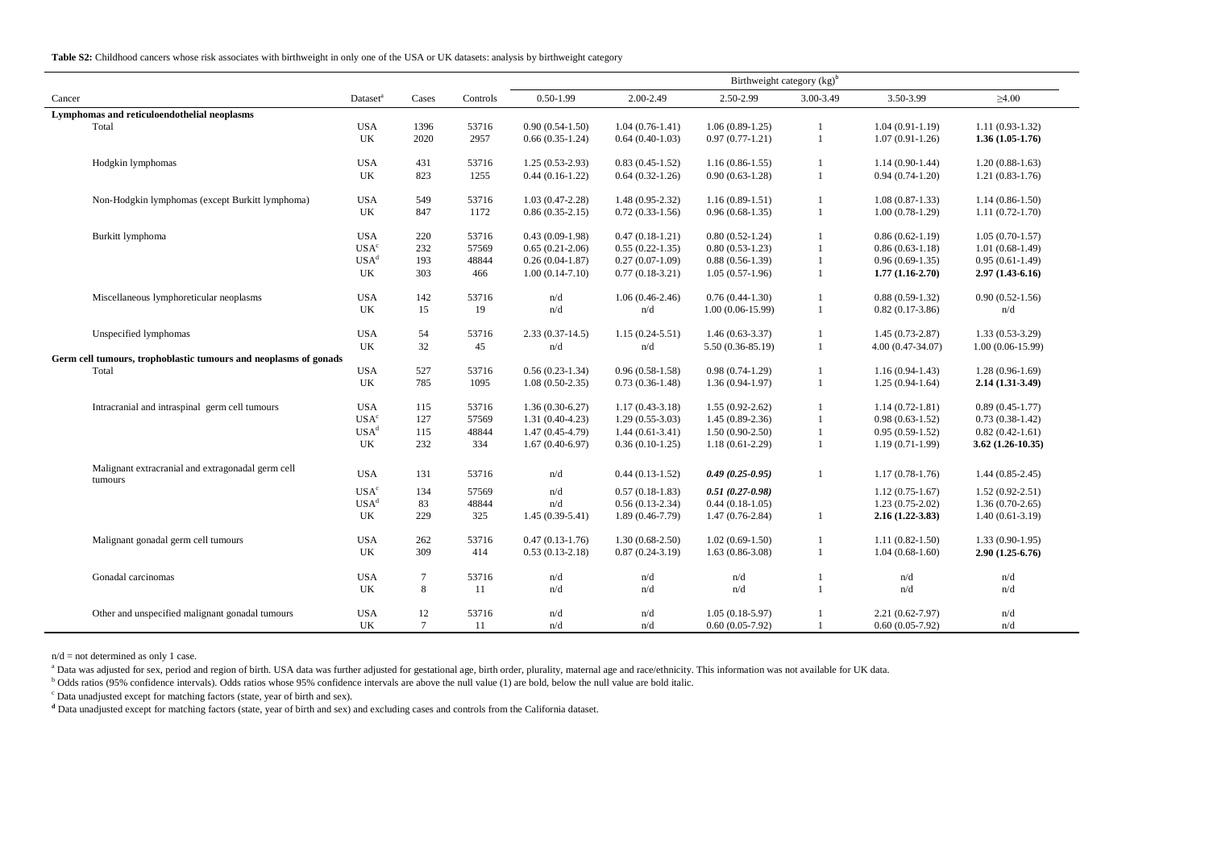**Table S2:** Childhood cancers whose risk associates with birthweight in only one of the USA or UK datasets: analysis by birthweight category

| | | | | Birthweight category (kg)[b] | | | | | |
|---|---|---|---|---|---|---|---|---|---|
| Cancer | Dataset[a] | Cases | Controls | 0.50-1.99 | 2.00-2.49 | 2.50-2.99 | 3.00-3.49 | 3.50-3.99 | ≥4.00 |
| **Lymphomas and reticuloendothelial neoplasms** | | | | | | | | | |
| Total | USA | 1396 | 53716 | 0.90 (0.54-1.50) | 1.04 (0.76-1.41) | 1.06 (0.89-1.25) | 1 | 1.04 (0.91-1.19) | 1.11 (0.93-1.32) |
| | UK | 2020 | 2957 | 0.66 (0.35-1.24) | 0.64 (0.40-1.03) | 0.97 (0.77-1.21) | 1 | 1.07 (0.91-1.26) | **1.36 (1.05-1.76)** |
| Hodgkin lymphomas | USA | 431 | 53716 | 1.25 (0.53-2.93) | 0.83 (0.45-1.52) | 1.16 (0.86-1.55) | 1 | 1.14 (0.90-1.44) | 1.20 (0.88-1.63) |
| | UK | 823 | 1255 | 0.44 (0.16-1.22) | 0.64 (0.32-1.26) | 0.90 (0.63-1.28) | 1 | 0.94 (0.74-1.20) | 1.21 (0.83-1.76) |
| Non-Hodgkin lymphomas (except Burkitt lymphoma) | USA | 549 | 53716 | 1.03 (0.47-2.28) | 1.48 (0.95-2.32) | 1.16 (0.89-1.51) | 1 | 1.08 (0.87-1.33) | 1.14 (0.86-1.50) |
| | UK | 847 | 1172 | 0.86 (0.35-2.15) | 0.72 (0.33-1.56) | 0.96 (0.68-1.35) | 1 | 1.00 (0.78-1.29) | 1.11 (0.72-1.70) |
| Burkitt lymphoma | USA | 220 | 53716 | 0.43 (0.09-1.98) | 0.47 (0.18-1.21) | 0.80 (0.52-1.24) | 1 | 0.86 (0.62-1.19) | 1.05 (0.70-1.57) |
| | USA[c] | 232 | 57569 | 0.65 (0.21-2.06) | 0.55 (0.22-1.35) | 0.80 (0.53-1.23) | 1 | 0.86 (0.63-1.18) | 1.01 (0.68-1.49) |
| | USA[d] | 193 | 48844 | 0.26 (0.04-1.87) | 0.27 (0.07-1.09) | 0.88 (0.56-1.39) | 1 | 0.96 (0.69-1.35) | 0.95 (0.61-1.49) |
| | UK | 303 | 466 | 1.00 (0.14-7.10) | 0.77 (0.18-3.21) | 1.05 (0.57-1.96) | 1 | **1.77 (1.16-2.70)** | **2.97 (1.43-6.16)** |
| Miscellaneous lymphoreticular neoplasms | USA | 142 | 53716 | n/d | 1.06 (0.46-2.46) | 0.76 (0.44-1.30) | 1 | 0.88 (0.59-1.32) | 0.90 (0.52-1.56) |
| | UK | 15 | 19 | n/d | n/d | 1.00 (0.06-15.99) | 1 | 0.82 (0.17-3.86) | n/d |
| Unspecified lymphomas | USA | 54 | 53716 | 2.33 (0.37-14.5) | 1.15 (0.24-5.51) | 1.46 (0.63-3.37) | 1 | 1.45 (0.73-2.87) | 1.33 (0.53-3.29) |
| | UK | 32 | 45 | n/d | n/d | 5.50 (0.36-85.19) | 1 | 4.00 (0.47-34.07) | 1.00 (0.06-15.99) |
| **Germ cell tumours, trophoblastic tumours and neoplasms of gonads** | | | | | | | | | |
| Total | USA | 527 | 53716 | 0.56 (0.23-1.34) | 0.96 (0.58-1.58) | 0.98 (0.74-1.29) | 1 | 1.16 (0.94-1.43) | 1.28 (0.96-1.69) |
| | UK | 785 | 1095 | 1.08 (0.50-2.35) | 0.73 (0.36-1.48) | 1.36 (0.94-1.97) | 1 | 1.25 (0.94-1.64) | **2.14 (1.31-3.49)** |
| Intracranial and intraspinal germ cell tumours | USA | 115 | 53716 | 1.36 (0.30-6.27) | 1.17 (0.43-3.18) | 1.55 (0.92-2.62) | 1 | 1.14 (0.72-1.81) | 0.89 (0.45-1.77) |
| | USA[c] | 127 | 57569 | 1.31 (0.40-4.23) | 1.29 (0.55-3.03) | 1.45 (0.89-2.36) | 1 | 0.98 (0.63-1.52) | 0.73 (0.38-1.42) |
| | USA[d] | 115 | 48844 | 1.47 (0.45-4.79) | 1.44 (0.61-3.41) | 1.50 (0.90-2.50) | 1 | 0.95 (0.59-1.52) | 0.82 (0.42-1.61) |
| | UK | 232 | 334 | 1.67 (0.40-6.97) | 0.36 (0.10-1.25) | 1.18 (0.61-2.29) | 1 | 1.19 (0.71-1.99) | **3.62 (1.26-10.35)** |
| Malignant extracranial and extragonadal germ cell tumours | USA | 131 | 53716 | n/d | 0.44 (0.13-1.52) | ***0.49 (0.25-0.95)*** | 1 | 1.17 (0.78-1.76) | 1.44 (0.85-2.45) |
| | USA[c] | 134 | 57569 | n/d | 0.57 (0.18-1.83) | ***0.51 (0.27-0.98)*** | | 1.12 (0.75-1.67) | 1.52 (0.92-2.51) |
| | USA[d] | 83 | 48844 | n/d | 0.56 (0.13-2.34) | 0.44 (0.18-1.05) | | 1.23 (0.75-2.02) | 1.36 (0.70-2.65) |
| | UK | 229 | 325 | 1.45 (0.39-5.41) | 1.89 (0.46-7.79) | 1.47 (0.76-2.84) | 1 | **2.16 (1.22-3.83)** | 1.40 (0.61-3.19) |
| Malignant gonadal germ cell tumours | USA | 262 | 53716 | 0.47 (0.13-1.76) | 1.30 (0.68-2.50) | 1.02 (0.69-1.50) | 1 | 1.11 (0.82-1.50) | 1.33 (0.90-1.95) |
| | UK | 309 | 414 | 0.53 (0.13-2.18) | 0.87 (0.24-3.19) | 1.63 (0.86-3.08) | 1 | 1.04 (0.68-1.60) | **2.90 (1.25-6.76)** |
| Gonadal carcinomas | USA | 7 | 53716 | n/d | n/d | n/d | 1 | n/d | n/d |
| | UK | 8 | 11 | n/d | n/d | n/d | 1 | n/d | n/d |
| Other and unspecified malignant gonadal tumours | USA | 12 | 53716 | n/d | n/d | 1.05 (0.18-5.97) | 1 | 2.21 (0.62-7.97) | n/d |
| | UK | 7 | 11 | n/d | n/d | 0.60 (0.05-7.92) | 1 | 0.60 (0.05-7.92) | n/d |

n/d = not determined as only 1 case.

[a] Data was adjusted for sex, period and region of birth. USA data was further adjusted for gestational age, birth order, plurality, maternal age and race/ethnicity. This information was not available for UK data.

[b] Odds ratios (95% confidence intervals). Odds ratios whose 95% confidence intervals are above the null value (1) are bold, below the null value are bold italic.

[c] Data unadjusted except for matching factors (state, year of birth and sex).

[d] Data unadjusted except for matching factors (state, year of birth and sex) and excluding cases and controls from the California dataset.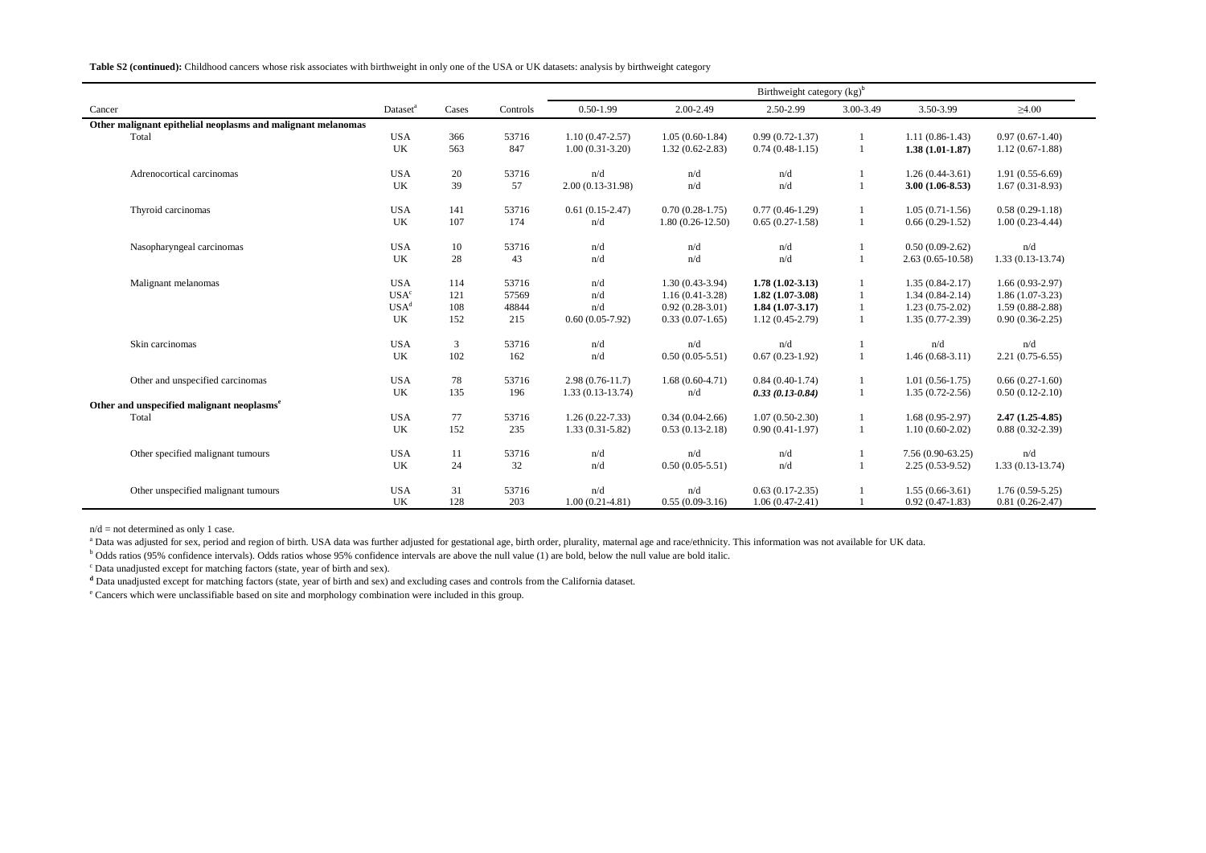**Table S2 (continued):** Childhood cancers whose risk associates with birthweight in only one of the USA or UK datasets: analysis by birthweight category

| | | | | Birthweight category (kg)[b] | | | | | |
|---|---|---|---|---|---|---|---|---|---|
| Cancer | Dataset[a] | Cases | Controls | 0.50-1.99 | 2.00-2.49 | 2.50-2.99 | 3.00-3.49 | 3.50-3.99 | ≥4.00 |
| **Other malignant epithelial neoplasms and malignant melanomas** | | | | | | | | | |
| Total | USA | 366 | 53716 | 1.10 (0.47-2.57) | 1.05 (0.60-1.84) | 0.99 (0.72-1.37) | 1 | 1.11 (0.86-1.43) | 0.97 (0.67-1.40) |
| | UK | 563 | 847 | 1.00 (0.31-3.20) | 1.32 (0.62-2.83) | 0.74 (0.48-1.15) | 1 | **1.38 (1.01-1.87)** | 1.12 (0.67-1.88) |
| Adrenocortical carcinomas | USA | 20 | 53716 | n/d | n/d | n/d | 1 | 1.26 (0.44-3.61) | 1.91 (0.55-6.69) |
| | UK | 39 | 57 | 2.00 (0.13-31.98) | n/d | n/d | 1 | **3.00 (1.06-8.53)** | 1.67 (0.31-8.93) |
| Thyroid carcinomas | USA | 141 | 53716 | 0.61 (0.15-2.47) | 0.70 (0.28-1.75) | 0.77 (0.46-1.29) | 1 | 1.05 (0.71-1.56) | 0.58 (0.29-1.18) |
| | UK | 107 | 174 | n/d | 1.80 (0.26-12.50) | 0.65 (0.27-1.58) | 1 | 0.66 (0.29-1.52) | 1.00 (0.23-4.44) |
| Nasopharyngeal carcinomas | USA | 10 | 53716 | n/d | n/d | n/d | 1 | 0.50 (0.09-2.62) | n/d |
| | UK | 28 | 43 | n/d | n/d | n/d | 1 | 2.63 (0.65-10.58) | 1.33 (0.13-13.74) |
| Malignant melanomas | USA | 114 | 53716 | n/d | 1.30 (0.43-3.94) | **1.78 (1.02-3.13)** | 1 | 1.35 (0.84-2.17) | 1.66 (0.93-2.97) |
| | USA[c] | 121 | 57569 | n/d | 1.16 (0.41-3.28) | **1.82 (1.07-3.08)** | 1 | 1.34 (0.84-2.14) | 1.86 (1.07-3.23) |
| | USA[d] | 108 | 48844 | n/d | 0.92 (0.28-3.01) | **1.84 (1.07-3.17)** | 1 | 1.23 (0.75-2.02) | 1.59 (0.88-2.88) |
| | UK | 152 | 215 | 0.60 (0.05-7.92) | 0.33 (0.07-1.65) | 1.12 (0.45-2.79) | 1 | 1.35 (0.77-2.39) | 0.90 (0.36-2.25) |
| Skin carcinomas | USA | 3 | 53716 | n/d | n/d | n/d | 1 | n/d | n/d |
| | UK | 102 | 162 | n/d | 0.50 (0.05-5.51) | 0.67 (0.23-1.92) | 1 | 1.46 (0.68-3.11) | 2.21 (0.75-6.55) |
| Other and unspecified carcinomas | USA | 78 | 53716 | 2.98 (0.76-11.7) | 1.68 (0.60-4.71) | 0.84 (0.40-1.74) | 1 | 1.01 (0.56-1.75) | 0.66 (0.27-1.60) |
| | UK | 135 | 196 | 1.33 (0.13-13.74) | n/d | ***0.33 (0.13-0.84)*** | 1 | 1.35 (0.72-2.56) | 0.50 (0.12-2.10) |
| **Other and unspecified malignant neoplasms[e]** | | | | | | | | | |
| Total | USA | 77 | 53716 | 1.26 (0.22-7.33) | 0.34 (0.04-2.66) | 1.07 (0.50-2.30) | 1 | 1.68 (0.95-2.97) | **2.47 (1.25-4.85)** |
| | UK | 152 | 235 | 1.33 (0.31-5.82) | 0.53 (0.13-2.18) | 0.90 (0.41-1.97) | 1 | 1.10 (0.60-2.02) | 0.88 (0.32-2.39) |
| Other specified malignant tumours | USA | 11 | 53716 | n/d | n/d | n/d | 1 | 7.56 (0.90-63.25) | n/d |
| | UK | 24 | 32 | n/d | 0.50 (0.05-5.51) | n/d | 1 | 2.25 (0.53-9.52) | 1.33 (0.13-13.74) |
| Other unspecified malignant tumours | USA | 31 | 53716 | n/d | n/d | 0.63 (0.17-2.35) | 1 | 1.55 (0.66-3.61) | 1.76 (0.59-5.25) |
| | UK | 128 | 203 | 1.00 (0.21-4.81) | 0.55 (0.09-3.16) | 1.06 (0.47-2.41) | 1 | 0.92 (0.47-1.83) | 0.81 (0.26-2.47) |

n/d = not determined as only 1 case.

[a] Data was adjusted for sex, period and region of birth. USA data was further adjusted for gestational age, birth order, plurality, maternal age and race/ethnicity. This information was not available for UK data.

[b] Odds ratios (95% confidence intervals). Odds ratios whose 95% confidence intervals are above the null value (1) are bold, below the null value are bold italic.

[c] Data unadjusted except for matching factors (state, year of birth and sex).

[d] Data unadjusted except for matching factors (state, year of birth and sex) and excluding cases and controls from the California dataset.

[e] Cancers which were unclassifiable based on site and morphology combination were included in this group.